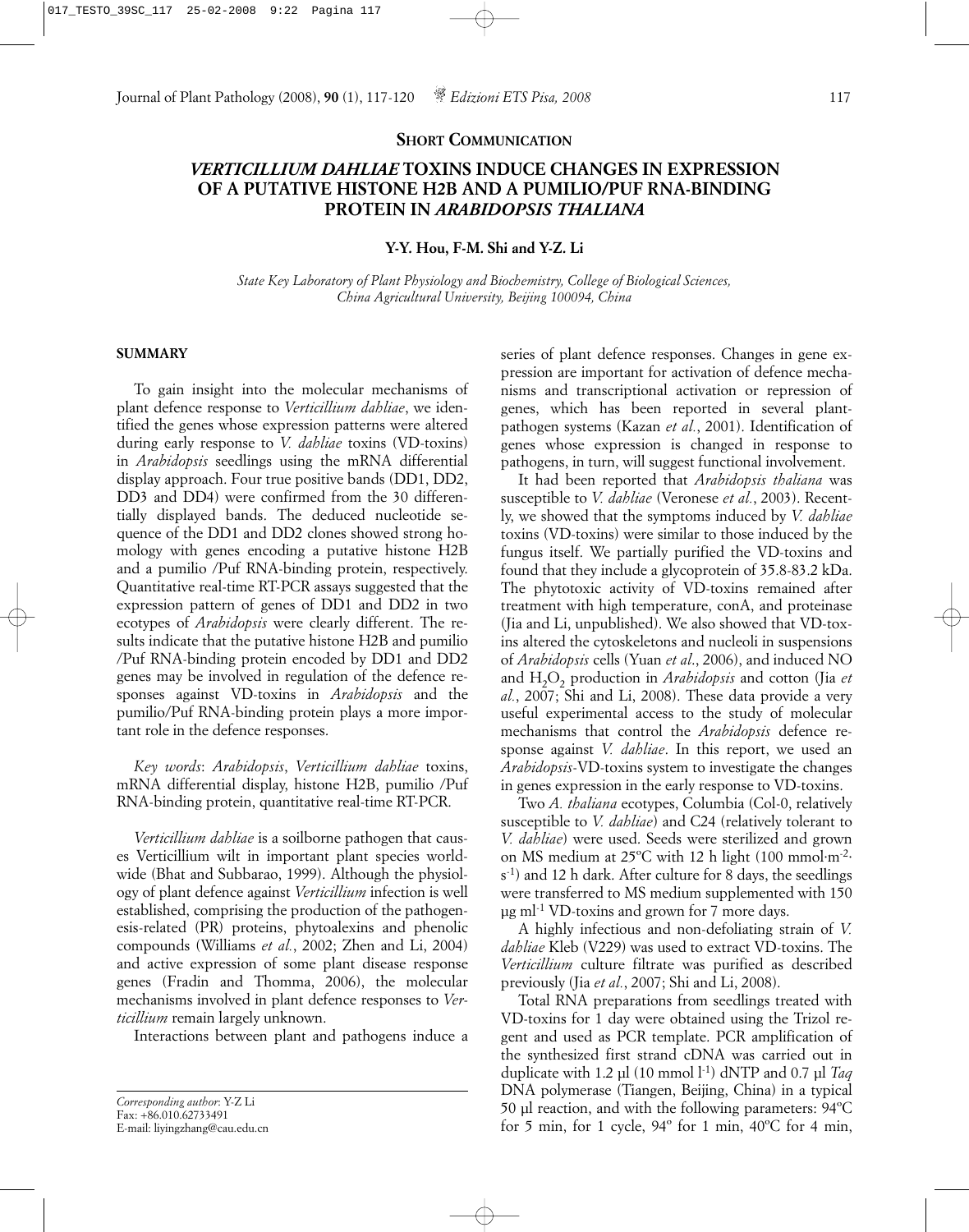**SHORT COMMUNICATION**

# *VERTICILLIUM DAHLIAE* TOXINS INDUCE CHANGES IN EXPRESSION OF A PUTATIVE HISTONE H2B AND A PUMILIO/PUF RNA-BINDING PROTEIN IN *ARABIDOPSIS THALIANA*

**Y-Y. Hou, F-M. Shi and Y-Z. Li**

*State Key Laboratory of Plant Physiology and Biochemistry, College of Biological Sciences, China Agricultural University, Beijing 100094, China*

## SUMMARY

To gain insight into the molecular mechanisms of plant defence response to *Verticillium dahliae*, we identified the genes whose expression patterns were altered during early response to *V. dahliae* toxins (VD-toxins) in *Arabidopsis* seedlings using the mRNA differential display approach. Four true positive bands (DD1, DD2, DD3 and DD4) were confirmed from the 30 differentially displayed bands. The deduced nucleotide sequence of the DD1 and DD2 clones showed strong homology with genes encoding a putative histone H2B and a pumilio /Puf RNA-binding protein, respectively. Quantitative real-time RT-PCR assays suggested that the expression pattern of genes of DD1 and DD2 in two ecotypes of *Arabidopsis* were clearly different. The results indicate that the putative histone H2B and pumilio /Puf RNA-binding protein encoded by DD1 and DD2 genes may be involved in regulation of the defence responses against VD-toxins in *Arabidopsis* and the pumilio/Puf RNA-binding protein plays a more important role in the defence responses.

*Key words*: *Arabidopsis*, *Verticillium dahliae* toxins, mRNA differential display, histone H2B, pumilio /Puf RNA-binding protein, quantitative real-time RT-PCR.

*Verticillium dahliae* is a soilborne pathogen that causes Verticillium wilt in important plant species worldwide (Bhat and Subbarao, 1999). Although the physiology of plant defence against *Verticillium* infection is well established, comprising the production of the pathogenesis-related (PR) proteins, phytoalexins and phenolic compounds (Williams *et al.*, 2002; Zhen and Li, 2004) and active expression of some plant disease response genes (Fradin and Thomma, 2006), the molecular mechanisms involved in plant defence responses to *Verticillium* remain largely unknown.

Interactions between plant and pathogens induce a series of plant defence responses. Changes in gene expression are important for activation of defence mechanisms and transcriptional activation or repression of genes, which has been reported in several plant-pathogen systems (Kazan *et al.*, 2001). Identification of genes whose expression is changed in response to pathogens, in turn, will suggest functional involvement.

It had been reported that *Arabidopsis thaliana* was susceptible to *V. dahliae* (Veronese *et al.*, 2003). Recently, we showed that the symptoms induced by *V. dahliae* toxins (VD-toxins) were similar to those induced by the fungus itself. We partially purified the VD-toxins and found that they include a glycoprotein of 35.8-83.2 kDa. The phytotoxic activity of VD-toxins remained after treatment with high temperature, conA, and proteinase (Jia and Li, unpublished). We also showed that VD-toxins altered the cytoskeletons and nucleoli in suspensions of *Arabidopsis* cells (Yuan *et al.*, 2006), and induced NO and $H_2O_2$ production in *Arabidopsis* and cotton (Jia *et al.*, 2007; Shi and Li, 2008). These data provide a very useful experimental access to the study of molecular mechanisms that control the *Arabidopsis* defence response against *V. dahliae*. In this report, we used an *Arabidopsis*-VD-toxins system to investigate the changes in genes expression in the early response to VD-toxins.

Two *A. thaliana* ecotypes, Columbia (Col-0, relatively susceptible to *V. dahliae*) and C24 (relatively tolerant to *V. dahliae*) were used. Seeds were sterilized and grown on MS medium at 25ºC with 12 h light (100 $mmol \cdot m^{-2} \cdot s^{-1}$) and 12 h dark. After culture for 8 days, the seedlings were transferred to MS medium supplemented with 150 µg $ml^{-1}$ VD-toxins and grown for 7 more days.

A highly infectious and non-defoliating strain of *V. dahliae* Kleb (V229) was used to extract VD-toxins. The *Verticillium* culture filtrate was purified as described previously (Jia *et al.*, 2007; Shi and Li, 2008).

Total RNA preparations from seedlings treated with VD-toxins for 1 day were obtained using the Trizol regent and used as PCR template. PCR amplification of the synthesized first strand cDNA was carried out in duplicate with 1.2 µl (10 mmol $l^{-1}$) dNTP and 0.7 µl *Taq* DNA polymerase (Tiangen, Beijing, China) in a typical 50 µl reaction, and with the following parameters: 94ºC for 5 min, for 1 cycle, 94º for 1 min, 40ºC for 4 min,

*Corresponding author*: Y-Z Li
Fax: +86.010.62733491
E-mail: liyingzhang@cau.edu.cn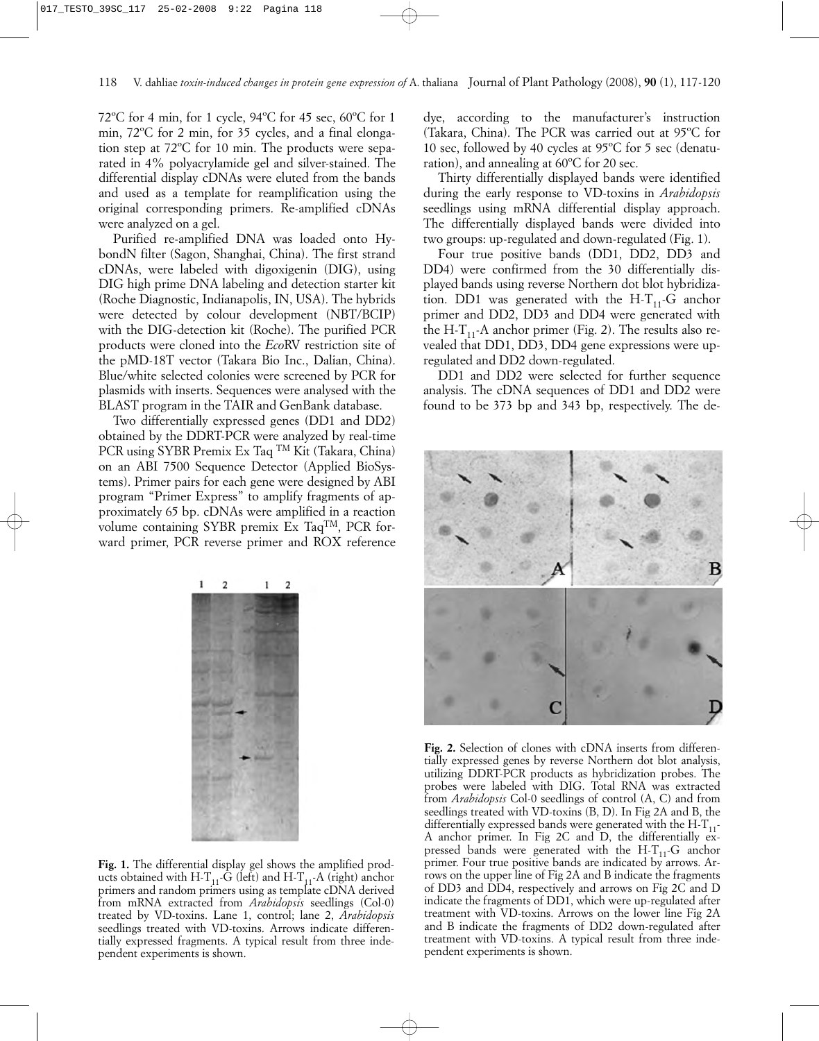72ºC for 4 min, for 1 cycle, 94ºC for 45 sec, 60ºC for 1 min, 72ºC for 2 min, for 35 cycles, and a final elongation step at 72ºC for 10 min. The products were separated in 4% polyacrylamide gel and silver-stained. The differential display cDNAs were eluted from the bands and used as a template for reamplification using the original corresponding primers. Re-amplified cDNAs were analyzed on a gel.

Purified re-amplified DNA was loaded onto HybondN filter (Sagon, Shanghai, China). The first strand cDNAs, were labeled with digoxigenin (DIG), using DIG high prime DNA labeling and detection starter kit (Roche Diagnostic, Indianapolis, IN, USA). The hybrids were detected by colour development (NBT/BCIP) with the DIG-detection kit (Roche). The purified PCR products were cloned into the *Eco*RV restriction site of the pMD-18T vector (Takara Bio Inc., Dalian, China). Blue/white selected colonies were screened by PCR for plasmids with inserts. Sequences were analysed with the BLAST program in the TAIR and GenBank database.

Two differentially expressed genes (DD1 and DD2) obtained by the DDRT-PCR were analyzed by real-time PCR using SYBR Premix Ex Taq $^{TM}$ Kit (Takara, China) on an ABI 7500 Sequence Detector (Applied BioSystems). Primer pairs for each gene were designed by ABI program "Primer Express" to amplify fragments of approximately 65 bp. cDNAs were amplified in a reaction volume containing SYBR premix Ex Taq$^{TM}$, PCR forward primer, PCR reverse primer and ROX reference dye, according to the manufacturer's instruction (Takara, China). The PCR was carried out at 95ºC for 10 sec, followed by 40 cycles at 95ºC for 5 sec (denaturation), and annealing at 60ºC for 20 sec.

Thirty differentially displayed bands were identified during the early response to VD-toxins in *Arabidopsis* seedlings using mRNA differential display approach. The differentially displayed bands were divided into two groups: up-regulated and down-regulated (Fig. 1).

Four true positive bands (DD1, DD2, DD3 and DD4) were confirmed from the 30 differentially displayed bands using reverse Northern dot blot hybridization. DD1 was generated with the H-$T_{11}$-G anchor primer and DD2, DD3 and DD4 were generated with the H-$T_{11}$-A anchor primer (Fig. 2). The results also revealed that DD1, DD3, DD4 gene expressions were up-regulated and DD2 down-regulated.

DD1 and DD2 were selected for further sequence analysis. The cDNA sequences of DD1 and DD2 were found to be 373 bp and 343 bp, respectively. The de-

**Fig. 1.** The differential display gel shows the amplified products obtained with H-$T_{11}$-G (left) and H-$T_{11}$-A (right) anchor primers and random primers using as template cDNA derived from mRNA extracted from *Arabidopsis* seedlings (Col-0) treated by VD-toxins. Lane 1, control; lane 2, *Arabidopsis* seedlings treated with VD-toxins. Arrows indicate differentially expressed fragments. A typical result from three independent experiments is shown.

**Fig. 2.** Selection of clones with cDNA inserts from differentially expressed genes by reverse Northern dot blot analysis, utilizing DDRT-PCR products as hybridization probes. The probes were labeled with DIG. Total RNA was extracted from *Arabidopsis* Col-0 seedlings of control (A, C) and from seedlings treated with VD-toxins (B, D). In Fig 2A and B, the differentially expressed bands were generated with the H-$T_{11}$-A anchor primer. In Fig 2C and D, the differentially expressed bands were generated with the H-$T_{11}$-G anchor primer. Four true positive bands are indicated by arrows. Arrows on the upper line of Fig 2A and B indicate the fragments of DD3 and DD4, respectively and arrows on Fig 2C and D indicate the fragments of DD1, which were up-regulated after treatment with VD-toxins. Arrows on the lower line Fig 2A and B indicate the fragments of DD2 down-regulated after treatment with VD-toxins. A typical result from three independent experiments is shown.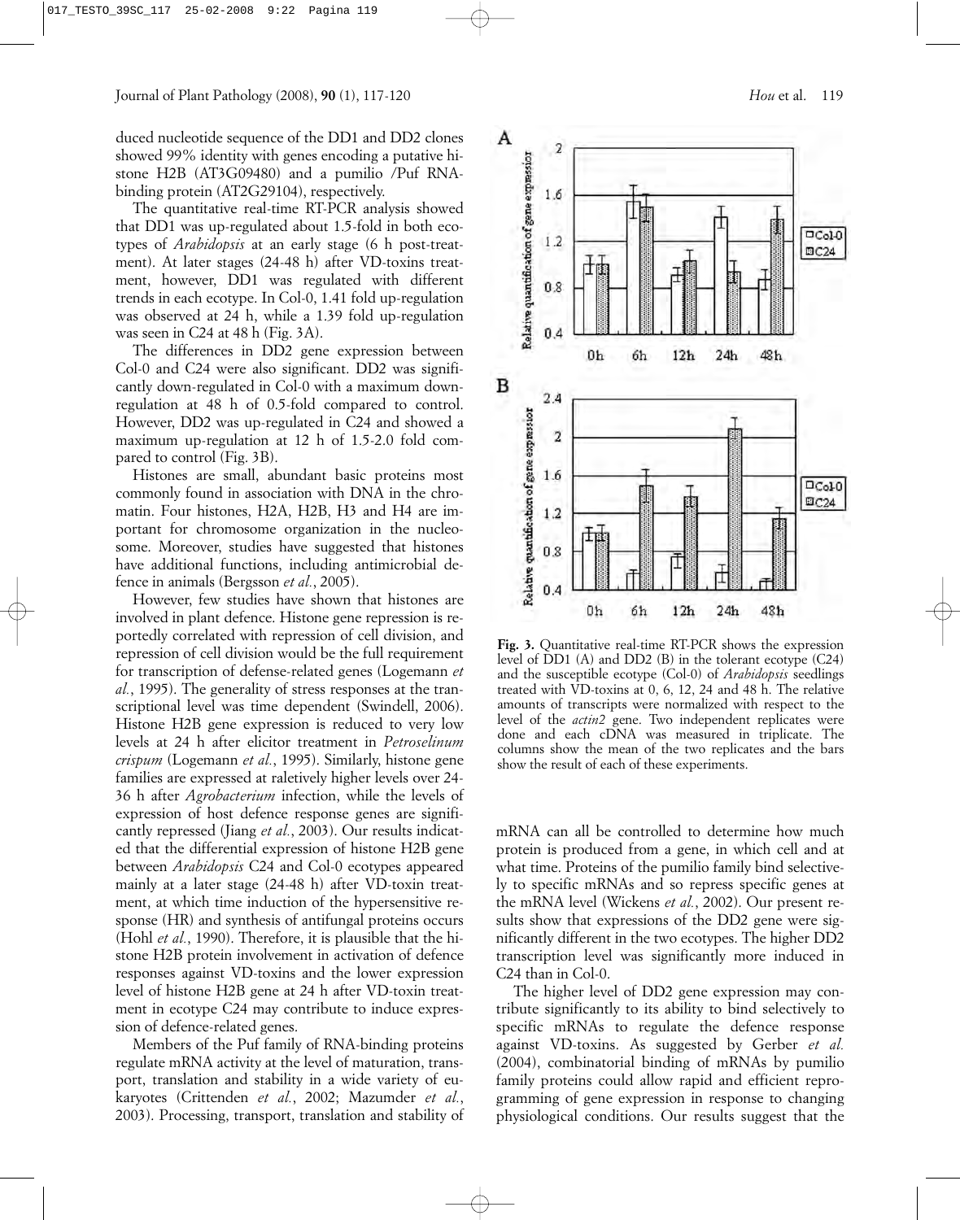duced nucleotide sequence of the DD1 and DD2 clones showed 99% identity with genes encoding a putative histone H2B (AT3G09480) and a pumilio /Puf RNA-binding protein (AT2G29104), respectively.

The quantitative real-time RT-PCR analysis showed that DD1 was up-regulated about 1.5-fold in both ecotypes of *Arabidopsis* at an early stage (6 h post-treatment). At later stages (24-48 h) after VD-toxins treatment, however, DD1 was regulated with different trends in each ecotype. In Col-0, 1.41 fold up-regulation was observed at 24 h, while a 1.39 fold up-regulation was seen in C24 at 48 h (Fig. 3A).

The differences in DD2 gene expression between Col-0 and C24 were also significant. DD2 was significantly down-regulated in Col-0 with a maximum down-regulation at 48 h of 0.5-fold compared to control. However, DD2 was up-regulated in C24 and showed a maximum up-regulation at 12 h of 1.5-2.0 fold compared to control (Fig. 3B).

Histones are small, abundant basic proteins most commonly found in association with DNA in the chromatin. Four histones, H2A, H2B, H3 and H4 are important for chromosome organization in the nucleosome. Moreover, studies have suggested that histones have additional functions, including antimicrobial defence in animals (Bergsson *et al.*, 2005).

However, few studies have shown that histones are involved in plant defence. Histone gene repression is reportedly correlated with repression of cell division, and repression of cell division would be the full requirement for transcription of defense-related genes (Logemann *et al.*, 1995). The generality of stress responses at the transcriptional level was time dependent (Swindell, 2006). Histone H2B gene expression is reduced to very low levels at 24 h after elicitor treatment in *Petroselinum crispum* (Logemann *et al.*, 1995). Similarly, histone gene families are expressed at raletively higher levels over 24-36 h after *Agrobacterium* infection, while the levels of expression of host defence response genes are significantly repressed (Jiang *et al.*, 2003). Our results indicated that the differential expression of histone H2B gene between *Arabidopsis* C24 and Col-0 ecotypes appeared mainly at a later stage (24-48 h) after VD-toxin treatment, at which time induction of the hypersensitive response (HR) and synthesis of antifungal proteins occurs (Hohl *et al.*, 1990). Therefore, it is plausible that the histone H2B protein involvement in activation of defence responses against VD-toxins and the lower expression level of histone H2B gene at 24 h after VD-toxin treatment in ecotype C24 may contribute to induce expression of defence-related genes.

Members of the Puf family of RNA-binding proteins regulate mRNA activity at the level of maturation, transport, translation and stability in a wide variety of eukaryotes (Crittenden *et al.*, 2002; Mazumder *et al.*, 2003). Processing, transport, translation and stability of mRNA can all be controlled to determine how much protein is produced from a gene, in which cell and at what time. Proteins of the pumilio family bind selectively to specific mRNAs and so repress specific genes at the mRNA level (Wickens *et al.*, 2002). Our present results show that expressions of the DD2 gene were significantly different in the two ecotypes. The higher DD2 transcription level was significantly more induced in C24 than in Col-0.

The higher level of DD2 gene expression may contribute significantly to its ability to bind selectively to specific mRNAs to regulate the defence response against VD-toxins. As suggested by Gerber *et al.* (2004), combinatorial binding of mRNAs by pumilio family proteins could allow rapid and efficient reprogramming of gene expression in response to changing physiological conditions. Our results suggest that the

**Fig. 3.** Quantitative real-time RT-PCR shows the expression level of DD1 (A) and DD2 (B) in the tolerant ecotype (C24) and the susceptible ecotype (Col-0) of *Arabidopsis* seedlings treated with VD-toxins at 0, 6, 12, 24 and 48 h. The relative amounts of transcripts were normalized with respect to the level of the *actin2* gene. Two independent replicates were done and each cDNA was measured in triplicate. The columns show the mean of the two replicates and the bars show the result of each of these experiments.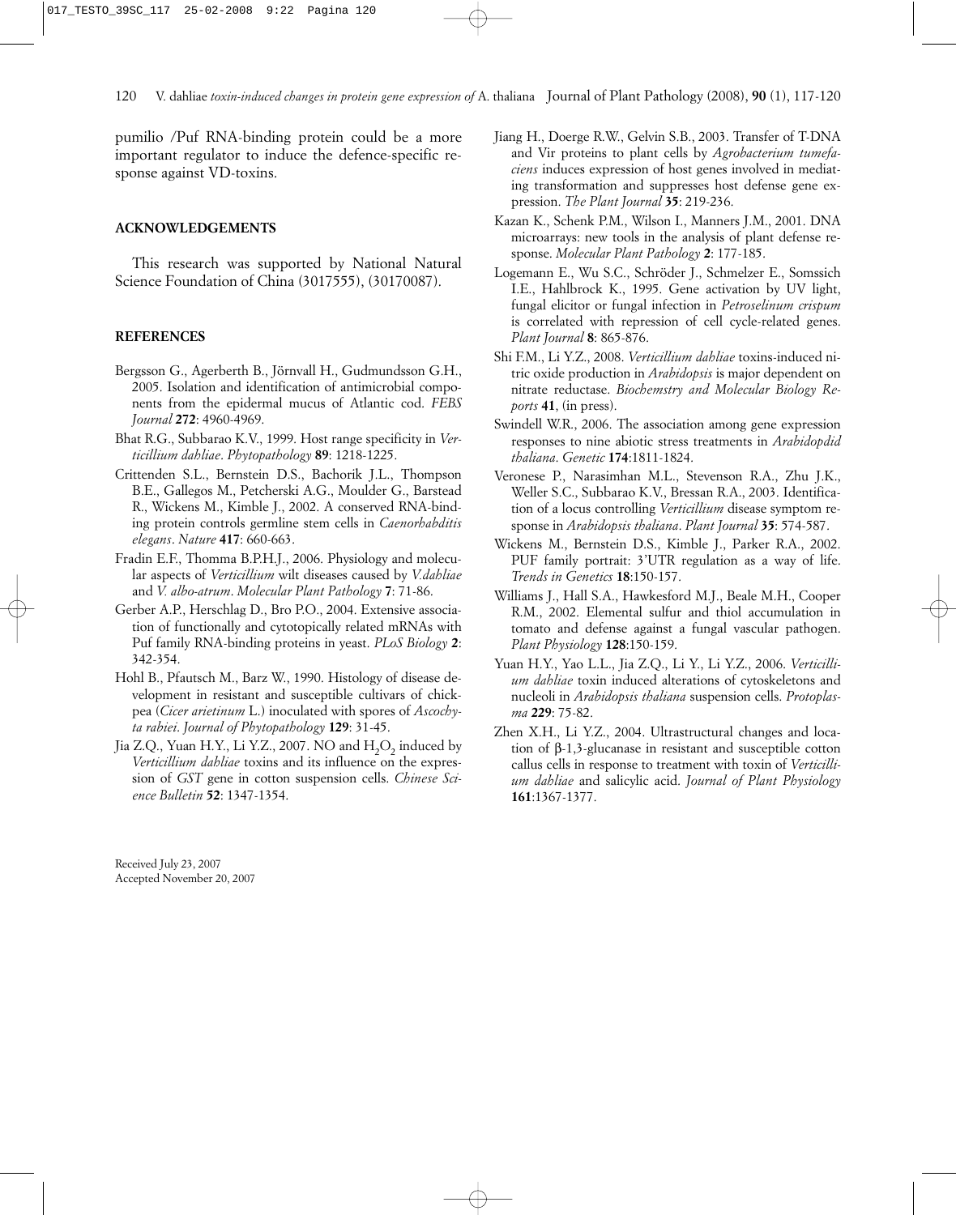pumilio /Puf RNA-binding protein could be a more important regulator to induce the defence-specific response against VD-toxins.

## ACKNOWLEDGEMENTS

This research was supported by National Natural Science Foundation of China (3017555), (30170087).

## REFERENCES

Bergsson G., Agerberth B., Jörnvall H., Gudmundsson G.H., 2005. Isolation and identification of antimicrobial components from the epidermal mucus of Atlantic cod. *FEBS Journal* **272**: 4960-4969.

Bhat R.G., Subbarao K.V., 1999. Host range specificity in *Verticillium dahliae*. *Phytopathology* **89**: 1218-1225.

Crittenden S.L., Bernstein D.S., Bachorik J.L., Thompson B.E., Gallegos M., Petcherski A.G., Moulder G., Barstead R., Wickens M., Kimble J., 2002. A conserved RNA-binding protein controls germline stem cells in *Caenorhabditis elegans*. *Nature* **417**: 660-663.

Fradin E.F., Thomma B.P.H.J., 2006. Physiology and molecular aspects of *Verticillium* wilt diseases caused by *V.dahliae* and *V. albo-atrum*. *Molecular Plant Pathology* **7**: 71-86.

Gerber A.P., Herschlag D., Bro P.O., 2004. Extensive association of functionally and cytotopically related mRNAs with Puf family RNA-binding proteins in yeast. *PLoS Biology* **2**: 342-354.

Hohl B., Pfautsch M., Barz W., 1990. Histology of disease development in resistant and susceptible cultivars of chickpea (*Cicer arietinum* L.) inoculated with spores of *Ascochyta rabiei*. *Journal of Phytopathology* **129**: 31-45.

Jia Z.Q., Yuan H.Y., Li Y.Z., 2007. NO and $H_2O_2$ induced by *Verticillium dahliae* toxins and its influence on the expression of *GST* gene in cotton suspension cells. *Chinese Science Bulletin* **52**: 1347-1354.

Jiang H., Doerge R.W., Gelvin S.B., 2003. Transfer of T-DNA and Vir proteins to plant cells by *Agrobacterium tumefaciens* induces expression of host genes involved in mediating transformation and suppresses host defense gene expression. *The Plant Journal* **35**: 219-236.

Kazan K., Schenk P.M., Wilson I., Manners J.M., 2001. DNA microarrays: new tools in the analysis of plant defense response. *Molecular Plant Pathology* **2**: 177-185.

Logemann E., Wu S.C., Schröder J., Schmelzer E., Somssich I.E., Hahlbrock K., 1995. Gene activation by UV light, fungal elicitor or fungal infection in *Petroselinum crispum* is correlated with repression of cell cycle-related genes. *Plant Journal* **8**: 865-876.

Shi F.M., Li Y.Z., 2008. *Verticillium dahliae* toxins-induced nitric oxide production in *Arabidopsis* is major dependent on nitrate reductase. *Biochemstry and Molecular Biology Reports* **41**, (in press).

Swindell W.R., 2006. The association among gene expression responses to nine abiotic stress treatments in *Arabidopdid thaliana*. *Genetic* **174**:1811-1824.

Veronese P., Narasimhan M.L., Stevenson R.A., Zhu J.K., Weller S.C., Subbarao K.V., Bressan R.A., 2003. Identification of a locus controlling *Verticillium* disease symptom response in *Arabidopsis thaliana*. *Plant Journal* **35**: 574-587.

Wickens M., Bernstein D.S., Kimble J., Parker R.A., 2002. PUF family portrait: 3'UTR regulation as a way of life. *Trends in Genetics* **18**:150-157.

Williams J., Hall S.A., Hawkesford M.J., Beale M.H., Cooper R.M., 2002. Elemental sulfur and thiol accumulation in tomato and defense against a fungal vascular pathogen. *Plant Physiology* **128**:150-159.

Yuan H.Y., Yao L.L., Jia Z.Q., Li Y., Li Y.Z., 2006. *Verticillium dahliae* toxin induced alterations of cytoskeletons and nucleoli in *Arabidopsis thaliana* suspension cells. *Protoplasma* **229**: 75-82.

Zhen X.H., Li Y.Z., 2004. Ultrastructural changes and location of β-1,3-glucanase in resistant and susceptible cotton callus cells in response to treatment with toxin of *Verticillium dahliae* and salicylic acid. *Journal of Plant Physiology* **161**:1367-1377.

Received July 23, 2007
Accepted November 20, 2007